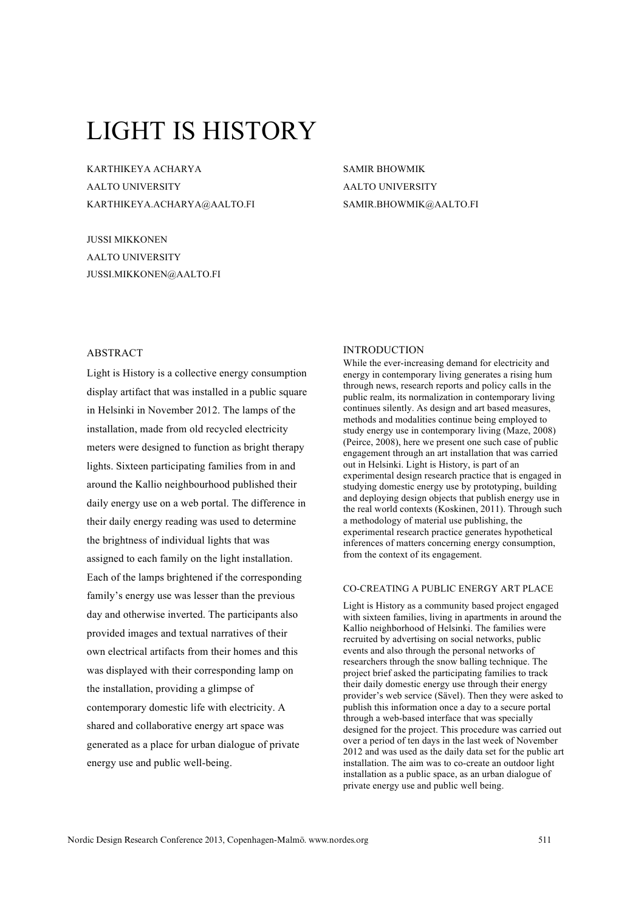# LIGHT IS HISTORY

KARTHIKEYA ACHARYA
AALTO UNIVERSITY
KARTHIKEYA.ACHARYA@AALTO.FI

SAMIR BHOWMIK
AALTO UNIVERSITY
SAMIR.BHOWMIK@AALTO.FI

JUSSI MIKKONEN
AALTO UNIVERSITY
JUSSI.MIKKONEN@AALTO.FI

## ABSTRACT

Light is History is a collective energy consumption display artifact that was installed in a public square in Helsinki in November 2012. The lamps of the installation, made from old recycled electricity meters were designed to function as bright therapy lights. Sixteen participating families from in and around the Kallio neighbourhood published their daily energy use on a web portal. The difference in their daily energy reading was used to determine the brightness of individual lights that was assigned to each family on the light installation. Each of the lamps brightened if the corresponding family's energy use was lesser than the previous day and otherwise inverted. The participants also provided images and textual narratives of their own electrical artifacts from their homes and this was displayed with their corresponding lamp on the installation, providing a glimpse of contemporary domestic life with electricity. A shared and collaborative energy art space was generated as a place for urban dialogue of private energy use and public well-being.

## INTRODUCTION

While the ever-increasing demand for electricity and energy in contemporary living generates a rising hum through news, research reports and policy calls in the public realm, its normalization in contemporary living continues silently. As design and art based measures, methods and modalities continue being employed to study energy use in contemporary living (Maze, 2008) (Peirce, 2008), here we present one such case of public engagement through an art installation that was carried out in Helsinki. Light is History, is part of an experimental design research practice that is engaged in studying domestic energy use by prototyping, building and deploying design objects that publish energy use in the real world contexts (Koskinen, 2011). Through such a methodology of material use publishing, the experimental research practice generates hypothetical inferences of matters concerning energy consumption, from the context of its engagement.

## CO-CREATING A PUBLIC ENERGY ART PLACE

Light is History as a community based project engaged with sixteen families, living in apartments in around the Kallio neighborhood of Helsinki. The families were recruited by advertising on social networks, public events and also through the personal networks of researchers through the snow balling technique. The project brief asked the participating families to track their daily domestic energy use through their energy provider's web service (Sävel). Then they were asked to publish this information once a day to a secure portal through a web-based interface that was specially designed for the project. This procedure was carried out over a period of ten days in the last week of November 2012 and was used as the daily data set for the public art installation. The aim was to co-create an outdoor light installation as a public space, as an urban dialogue of private energy use and public well being.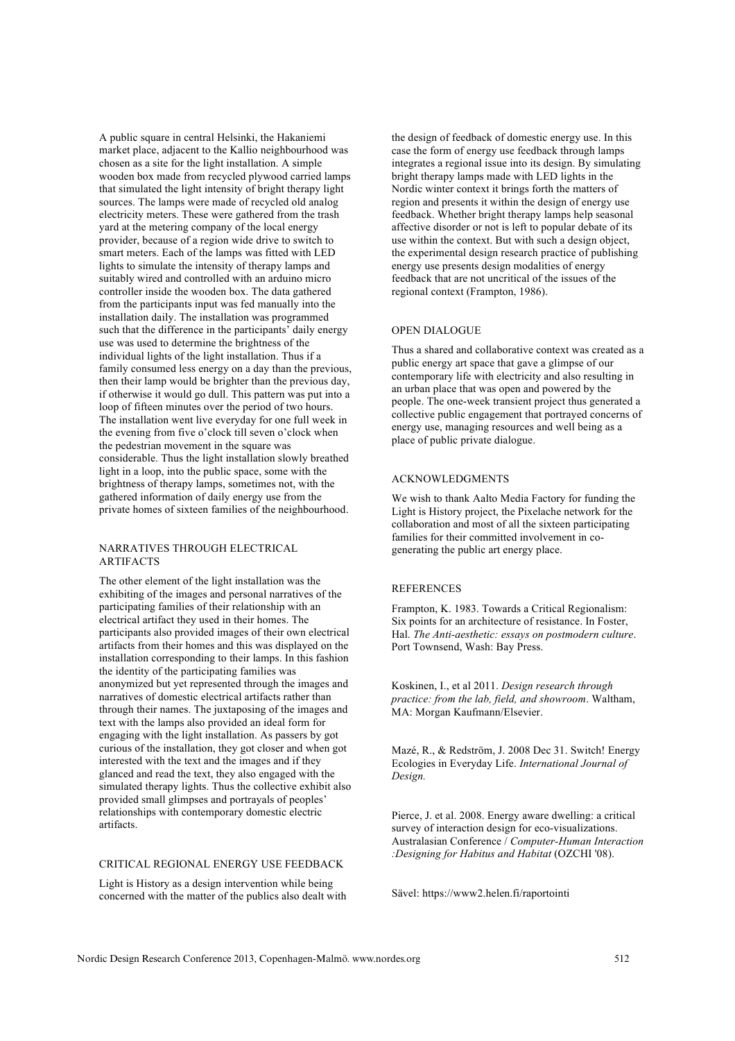A public square in central Helsinki, the Hakaniemi market place, adjacent to the Kallio neighbourhood was chosen as a site for the light installation. A simple wooden box made from recycled plywood carried lamps that simulated the light intensity of bright therapy light sources. The lamps were made of recycled old analog electricity meters. These were gathered from the trash yard at the metering company of the local energy provider, because of a region wide drive to switch to smart meters. Each of the lamps was fitted with LED lights to simulate the intensity of therapy lamps and suitably wired and controlled with an arduino micro controller inside the wooden box. The data gathered from the participants input was fed manually into the installation daily. The installation was programmed such that the difference in the participants' daily energy use was used to determine the brightness of the individual lights of the light installation. Thus if a family consumed less energy on a day than the previous, then their lamp would be brighter than the previous day, if otherwise it would go dull. This pattern was put into a loop of fifteen minutes over the period of two hours. The installation went live everyday for one full week in the evening from five o'clock till seven o'clock when the pedestrian movement in the square was considerable. Thus the light installation slowly breathed light in a loop, into the public space, some with the brightness of therapy lamps, sometimes not, with the gathered information of daily energy use from the private homes of sixteen families of the neighbourhood.

## NARRATIVES THROUGH ELECTRICAL ARTIFACTS

The other element of the light installation was the exhibiting of the images and personal narratives of the participating families of their relationship with an electrical artifact they used in their homes. The participants also provided images of their own electrical artifacts from their homes and this was displayed on the installation corresponding to their lamps. In this fashion the identity of the participating families was anonymized but yet represented through the images and narratives of domestic electrical artifacts rather than through their names. The juxtaposing of the images and text with the lamps also provided an ideal form for engaging with the light installation. As passers by got curious of the installation, they got closer and when got interested with the text and the images and if they glanced and read the text, they also engaged with the simulated therapy lights. Thus the collective exhibit also provided small glimpses and portrayals of peoples' relationships with contemporary domestic electric artifacts.

## CRITICAL REGIONAL ENERGY USE FEEDBACK

Light is History as a design intervention while being concerned with the matter of the publics also dealt with the design of feedback of domestic energy use. In this case the form of energy use feedback through lamps integrates a regional issue into its design. By simulating bright therapy lamps made with LED lights in the Nordic winter context it brings forth the matters of region and presents it within the design of energy use feedback. Whether bright therapy lamps help seasonal affective disorder or not is left to popular debate of its use within the context. But with such a design object, the experimental design research practice of publishing energy use presents design modalities of energy feedback that are not uncritical of the issues of the regional context (Frampton, 1986).

## OPEN DIALOGUE

Thus a shared and collaborative context was created as a public energy art space that gave a glimpse of our contemporary life with electricity and also resulting in an urban place that was open and powered by the people. The one-week transient project thus generated a collective public engagement that portrayed concerns of energy use, managing resources and well being as a place of public private dialogue.

## ACKNOWLEDGMENTS

We wish to thank Aalto Media Factory for funding the Light is History project, the Pixelache network for the collaboration and most of all the sixteen participating families for their committed involvement in co-generating the public art energy place.

## REFERENCES

Frampton, K. 1983. Towards a Critical Regionalism: Six points for an architecture of resistance. In Foster, Hal. *The Anti-aesthetic: essays on postmodern culture*. Port Townsend, Wash: Bay Press.

Koskinen, I., et al 2011. *Design research through practice: from the lab, field, and showroom*. Waltham, MA: Morgan Kaufmann/Elsevier.

Mazé, R., & Redström, J. 2008 Dec 31. Switch! Energy Ecologies in Everyday Life. *International Journal of Design.*

Pierce, J. et al. 2008. Energy aware dwelling: a critical survey of interaction design for eco-visualizations. Australasian Conference / *Computer-Human Interaction :Designing for Habitus and Habitat* (OZCHI '08).

Sävel: https://www2.helen.fi/raportointi